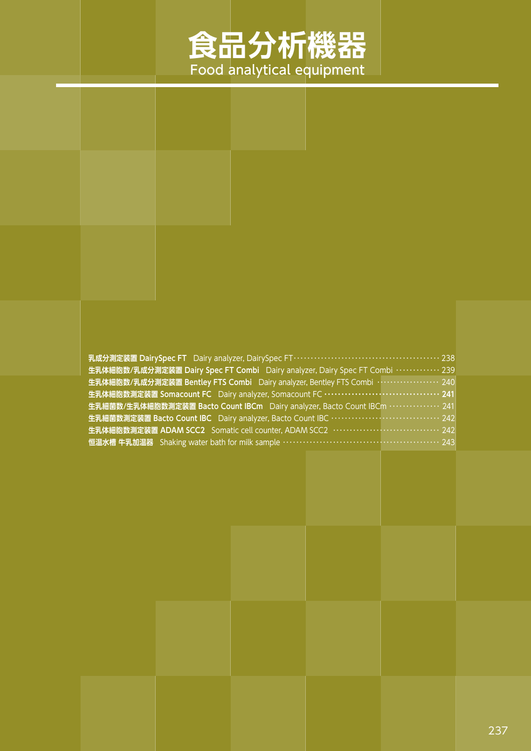# 食品分析機器

Food analytical equipment

- **乳成分測定装置 DairySpec FT**　Dairy analyzer, DairySpec FT ······ 238
- **生乳体細胞数/乳成分測定装置 Dairy Spec FT Combi**　Dairy analyzer, Dairy Spec FT Combi ······ 239
- **生乳体細胞数/乳成分測定装置 Bentley FTS Combi**　Dairy analyzer, Bentley FTS Combi ······ 240
- **生乳体細胞数測定装置 Somacount FC**　Dairy analyzer, Somacount FC ······ 241
- **生乳細菌数/生乳体細胞数測定装置 Bacto Count IBCm**　Dairy analyzer, Bacto Count IBCm ······ 241
- **生乳細菌数測定装置 Bacto Count IBC**　Dairy analyzer, Bacto Count IBC ······ 242
- **生乳体細胞数測定装置 ADAM SCC2**　Somatic cell counter, ADAM SCC2 ······ 242
- **恒温水槽 牛乳加温器**　Shaking water bath for milk sample ······ 243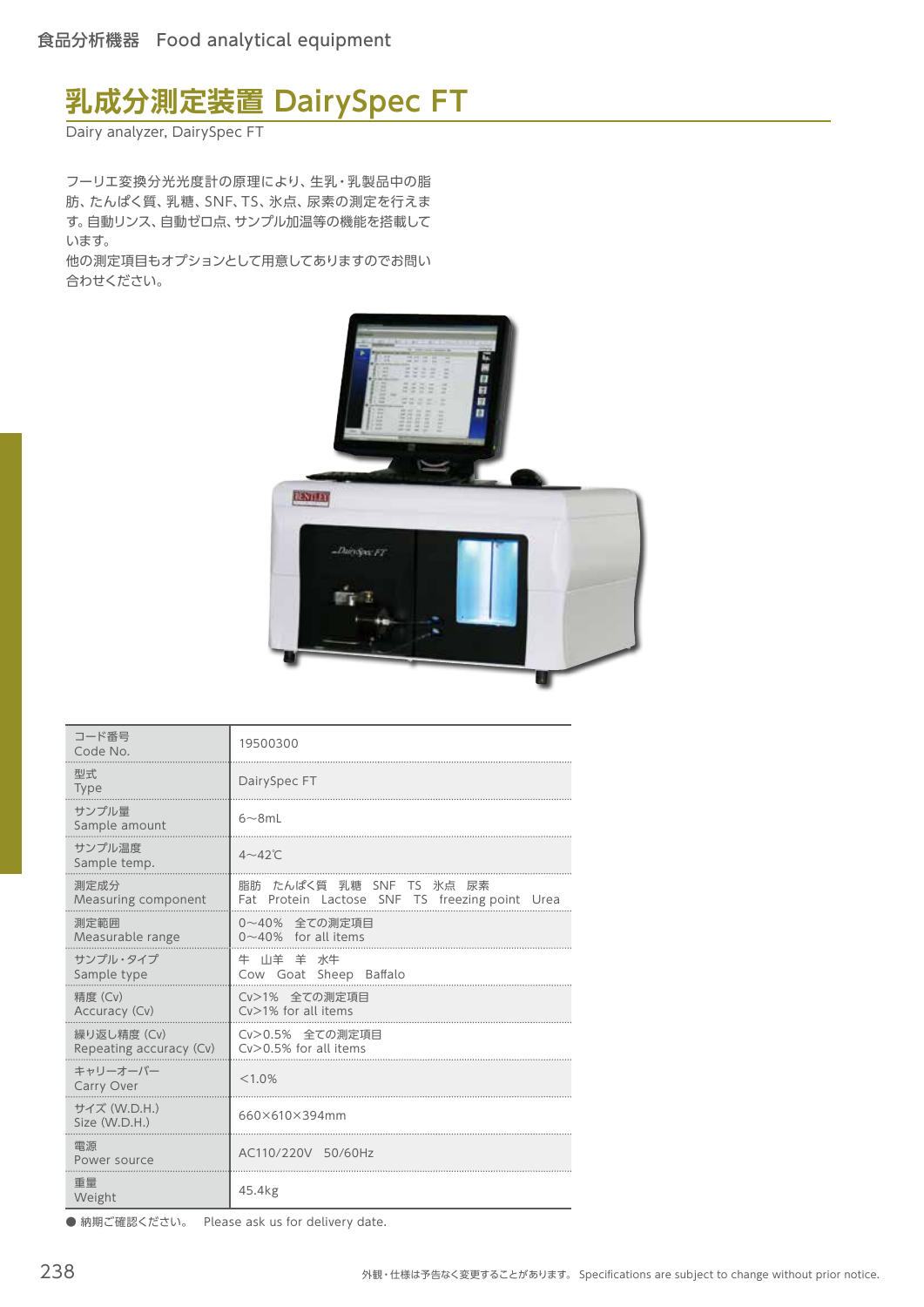# 乳成分測定装置 DairySpec FT

Dairy analyzer, DairySpec FT

フーリエ変換分光光度計の原理により、生乳・乳製品中の脂肪、たんぱく質、乳糖、SNF、TS、氷点、尿素の測定を行えます。自動リンス、自動ゼロ点、サンプル加温等の機能を搭載しています。
他の測定項目もオプションとして用意してありますのでお問い合わせください。

| | |
|---|---|
| コード番号<br>Code No. | 19500300 |
| 型式<br>Type | DairySpec FT |
| サンプル量<br>Sample amount | 6～8mL |
| サンプル温度<br>Sample temp. | 4～42℃ |
| 測定成分<br>Measuring component | 脂肪　たんぱく質　乳糖　SNF　TS　氷点　尿素<br>Fat　Protein　Lactose　SNF　TS　freezing point　Urea |
| 測定範囲<br>Measurable range | 0～40%　全ての測定項目<br>0～40%　for all items |
| サンプル・タイプ<br>Sample type | 牛　山羊　羊　水牛<br>Cow　Goat　Sheep　Baffalo |
| 精度 (Cv)<br>Accuracy (Cv) | Cv>1%　全ての測定項目<br>Cv>1% for all items |
| 繰り返し精度 (Cv)<br>Repeating accuracy (Cv) | Cv>0.5%　全ての測定項目<br>Cv>0.5% for all items |
| キャリーオーバー<br>Carry Over | <1.0% |
| サイズ (W.D.H.)<br>Size (W.D.H.) | 660×610×394mm |
| 電源<br>Power source | AC110/220V　50/60Hz |
| 重量<br>Weight | 45.4kg |

● 納期ご確認ください。　Please ask us for delivery date.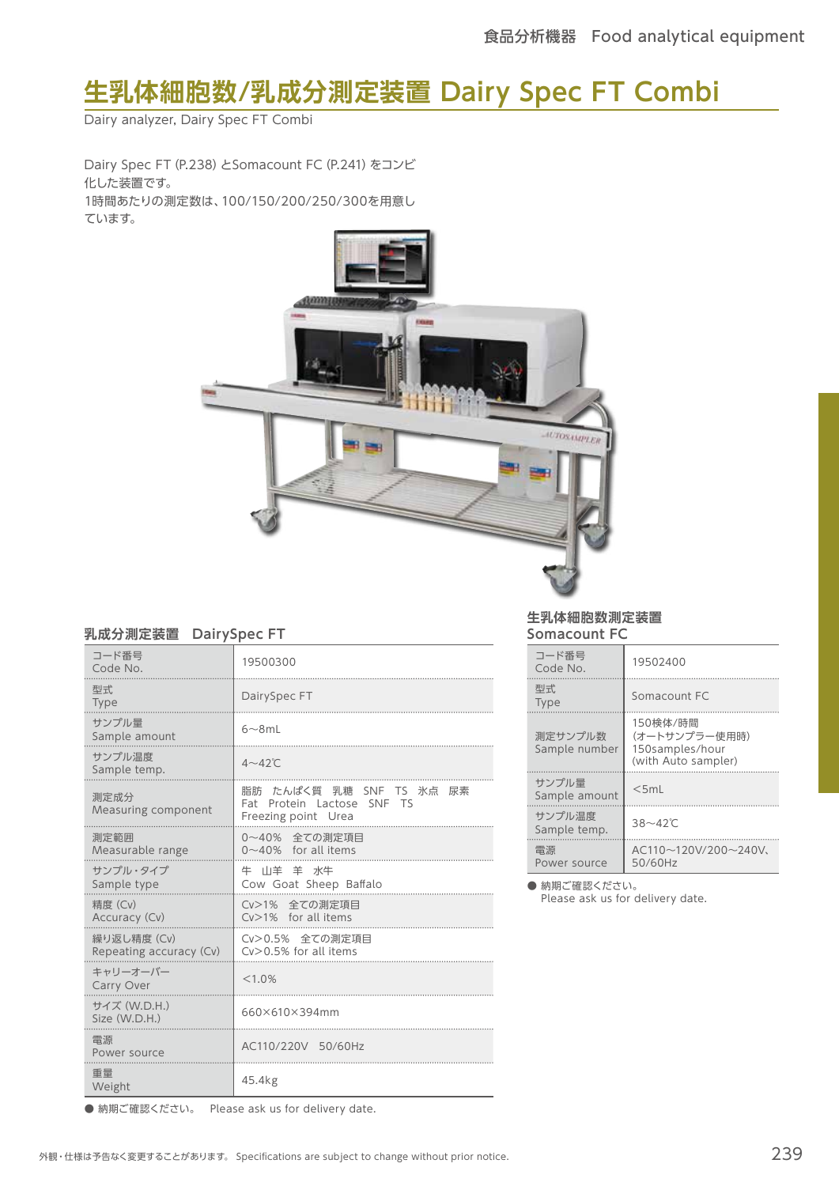# 生乳体細胞数/乳成分測定装置 Dairy Spec FT Combi

Dairy analyzer, Dairy Spec FT Combi

Dairy Spec FT (P.238) とSomacount FC (P.241) をコンビ化した装置です。
1時間あたりの測定数は、100/150/200/250/300を用意しています。

## 乳成分測定装置 DairySpec FT

| 項目 | 仕様 |
| --- | --- |
| コード番号 Code No. | 19500300 |
| 型式 Type | DairySpec FT |
| サンプル量 Sample amount | 6～8mL |
| サンプル温度 Sample temp. | 4～42℃ |
| 測定成分 Measuring component | 脂肪 たんぱく質 乳糖 SNF TS 氷点 尿素<br>Fat Protein Lactose SNF TS<br>Freezing point Urea |
| 測定範囲 Measurable range | 0～40% 全ての測定項目<br>0～40% for all items |
| サンプル・タイプ Sample type | 牛 山羊 羊 水牛<br>Cow Goat Sheep Baffalo |
| 精度 (Cv) Accuracy (Cv) | Cv>1% 全ての測定項目<br>Cv>1% for all items |
| 繰り返し精度 (Cv) Repeating accuracy (Cv) | Cv>0.5% 全ての測定項目<br>Cv>0.5% for all items |
| キャリーオーバー Carry Over | <1.0% |
| サイズ (W.D.H.) Size (W.D.H.) | 660×610×394mm |
| 電源 Power source | AC110/220V 50/60Hz |
| 重量 Weight | 45.4kg |

● 納期ご確認ください。 Please ask us for delivery date.

## 生乳体細胞数測定装置 Somacount FC

| 項目 | 仕様 |
| --- | --- |
| コード番号 Code No. | 19502400 |
| 型式 Type | Somacount FC |
| 測定サンプル数 Sample number | 150検体/時間<br>(オートサンプラー使用時)<br>150samples/hour<br>(with Auto sampler) |
| サンプル量 Sample amount | <5mL |
| サンプル温度 Sample temp. | 38～42℃ |
| 電源 Power source | AC110～120V/200～240V、50/60Hz |

● 納期ご確認ください。
Please ask us for delivery date.

外観・仕様は予告なく変更することがあります。 Specifications are subject to change without prior notice.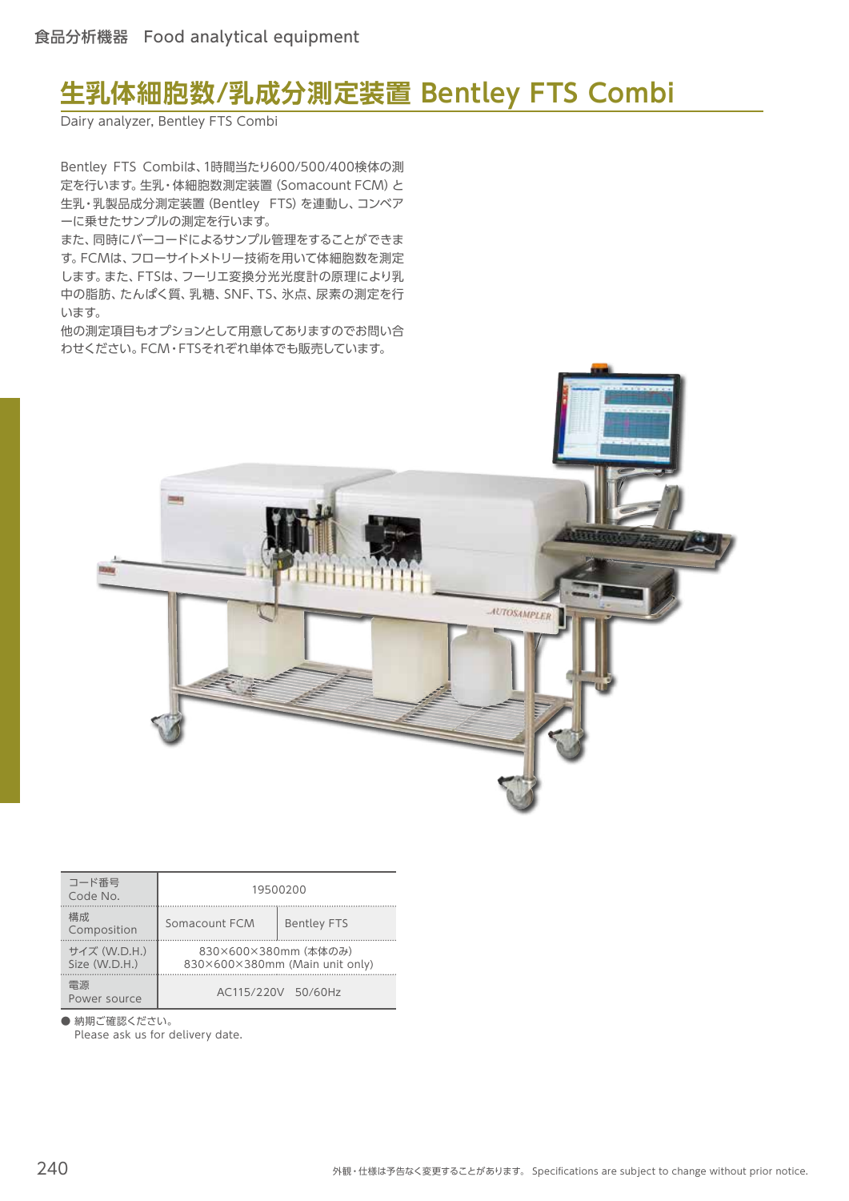# 生乳体細胞数/乳成分測定装置 Bentley FTS Combi

Dairy analyzer, Bentley FTS Combi

Bentley FTS Combiは、1時間当たり600/500/400検体の測定を行います。生乳・体細胞数測定装置 (Somacount FCM) と生乳・乳製品成分測定装置 (Bentley FTS) を連動し、コンベアーに乗せたサンプルの測定を行います。
また、同時にバーコードによるサンプル管理をすることができます。FCMは、フローサイトメトリー技術を用いて体細胞数を測定します。また、FTSは、フーリエ変換分光光度計の原理により乳中の脂肪、たんぱく質、乳糖、SNF、TS、氷点、尿素の測定を行います。
他の測定項目もオプションとして用意してありますのでお問い合わせください。FCM・FTSそれぞれ単体でも販売しています。

| コード番号 Code No. | 19500200 | |
|---|---|---|
| 構成 Composition | Somacount FCM | Bentley FTS |
| サイズ (W.D.H.) Size (W.D.H.) | 830×600×380mm (本体のみ) 830×600×380mm (Main unit only) | |
| 電源 Power source | AC115/220V 50/60Hz | |

● 納期ご確認ください。
Please ask us for delivery date.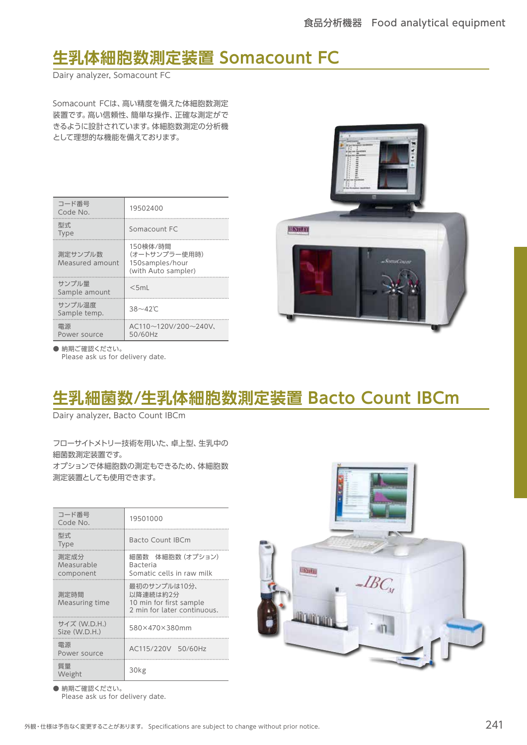# 生乳体細胞数測定装置 Somacount FC

Dairy analyzer, Somacount FC

Somacount FCは、高い精度を備えた体細胞数測定装置です。高い信頼性、簡単な操作、正確な測定ができるように設計されています。体細胞数測定の分析機として理想的な機能を備えております。

| | |
|---|---|
| コード番号 Code No. | 19502400 |
| 型式 Type | Somacount FC |
| 測定サンプル数 Measured amount | 150検体/時間 (オートサンプラー使用時) 150samples/hour (with Auto sampler) |
| サンプル量 Sample amount | <5mL |
| サンプル温度 Sample temp. | 38～42℃ |
| 電源 Power source | AC110～120V/200～240V、50/60Hz |

● 納期ご確認ください。
Please ask us for delivery date.

# 生乳細菌数/生乳体細胞数測定装置 Bacto Count IBCm

Dairy analyzer, Bacto Count IBCm

フローサイトメトリー技術を用いた、卓上型、生乳中の細菌数測定装置です。
オプションで体細胞数の測定もできるため、体細胞数測定装置としても使用できます。

| | |
|---|---|
| コード番号 Code No. | 19501000 |
| 型式 Type | Bacto Count IBCm |
| 測定成分 Measurable component | 細菌数　体細胞数 (オプション) Bacteria Somatic cells in raw milk |
| 測定時間 Measuring time | 最初のサンプルは10分、以降連続は約2分 10 min for first sample 2 min for later continuous. |
| サイズ (W.D.H.) Size (W.D.H.) | 580×470×380mm |
| 電源 Power source | AC115/220V　50/60Hz |
| 質量 Weight | 30kg |

● 納期ご確認ください。
Please ask us for delivery date.

外観・仕様は予告なく変更することがあります。 Specifications are subject to change without prior notice.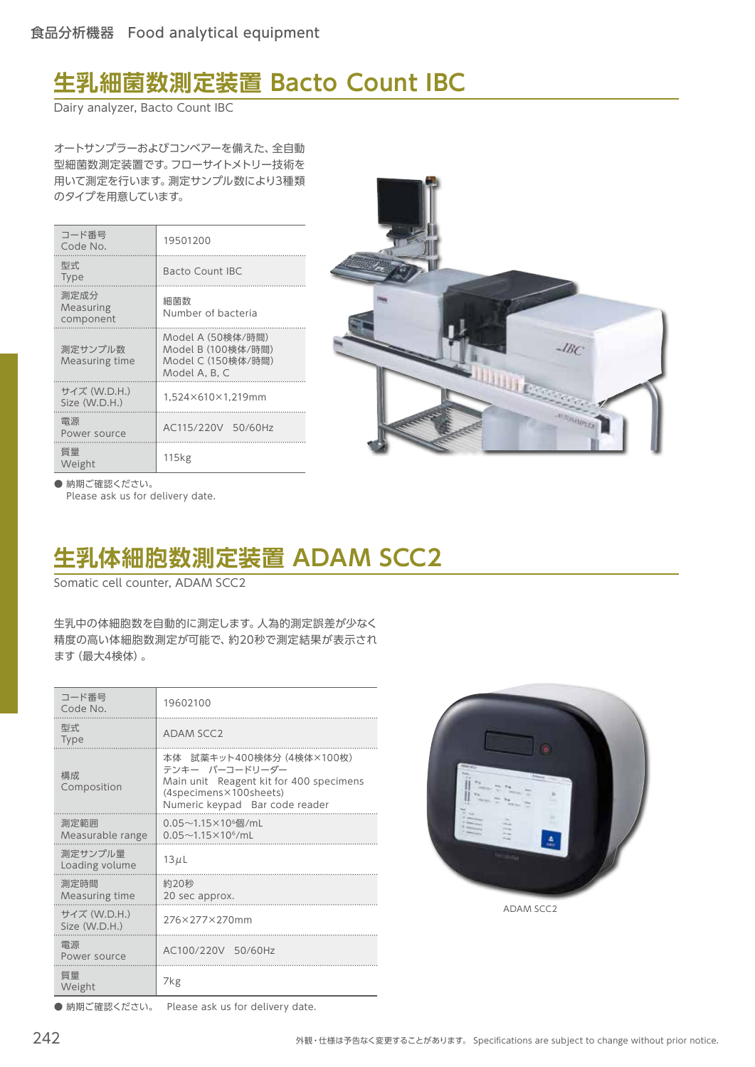# 生乳細菌数測定装置 Bacto Count IBC

Dairy analyzer, Bacto Count IBC

オートサンプラーおよびコンベアーを備えた、全自動型細菌数測定装置です。フローサイトメトリー技術を用いて測定を行います。測定サンプル数により3種類のタイプを用意しています。

| | |
|---|---|
| コード番号 Code No. | 19501200 |
| 型式 Type | Bacto Count IBC |
| 測定成分 Measuring component | 細菌数 Number of bacteria |
| 測定サンプル数 Measuring time | Model A (50検体/時間) Model B (100検体/時間) Model C (150検体/時間) Model A, B, C |
| サイズ (W.D.H.) Size (W.D.H.) | 1,524×610×1,219mm |
| 電源 Power source | AC115/220V　50/60Hz |
| 質量 Weight | 115kg |

● 納期ご確認ください。
Please ask us for delivery date.

# 生乳体細胞数測定装置 ADAM SCC2

Somatic cell counter, ADAM SCC2

生乳中の体細胞数を自動的に測定します。人為的測定誤差が少なく精度の高い体細胞数測定が可能で、約20秒で測定結果が表示されます（最大4検体）。

| | |
|---|---|
| コード番号 Code No. | 19602100 |
| 型式 Type | ADAM SCC2 |
| 構成 Composition | 本体　試薬キット400検体分（4検体×100枚） テンキー　バーコードリーダー Main unit　Reagent kit for 400 specimens (4specimens×100sheets) Numeric keypad　Bar code reader |
| 測定範囲 Measurable range | 0.05～1.15×$10^6$個/mL 0.05～1.15×$10^6$/mL |
| 測定サンプル量 Loading volume | 13μL |
| 測定時間 Measuring time | 約20秒 20 sec approx. |
| サイズ (W.D.H.) Size (W.D.H.) | 276×277×270mm |
| 電源 Power source | AC100/220V　50/60Hz |
| 質量 Weight | 7kg |

● 納期ご確認ください。　Please ask us for delivery date.

ADAM SCC2

外観・仕様は予告なく変更することがあります。 Specifications are subject to change without prior notice.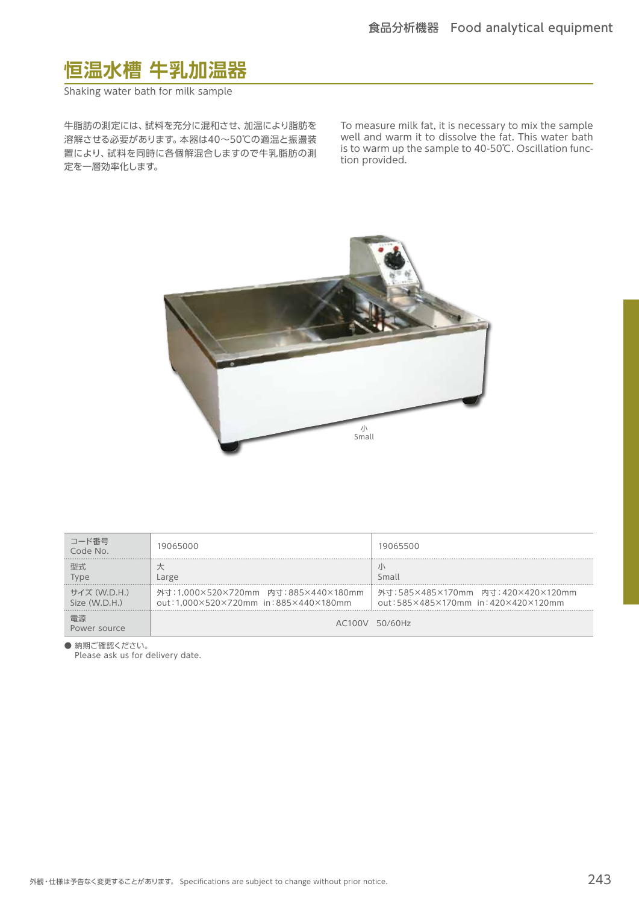# 恒温水槽 牛乳加温器

Shaking water bath for milk sample

牛脂肪の測定には、試料を充分に混和させ、加温により脂肪を溶解させる必要があります。本器は40～50℃の適温と振盪装置により、試料を同時に各個解混合しますので牛乳脂肪の測定を一層効率化します。

To measure milk fat, it is necessary to mix the sample well and warm it to dissolve the fat. This water bath is to warm up the sample to 40-50℃. Oscillation function provided.

小
Small

| | | |
|---|---|---|
| コード番号<br>Code No. | 19065000 | 19065500 |
| 型式<br>Type | 大<br>Large | 小<br>Small |
| サイズ (W.D.H.)<br>Size (W.D.H.) | 外寸：1,000×520×720mm　内寸：885×440×180mm<br>out：1,000×520×720mm　in：885×440×180mm | 外寸：585×485×170mm　内寸：420×420×120mm<br>out：585×485×170mm　in：420×420×120mm |
| 電源<br>Power source | AC100V　50/60Hz | |

● 納期ご確認ください。
Please ask us for delivery date.

外観・仕様は予告なく変更することがあります。 Specifications are subject to change without prior notice.